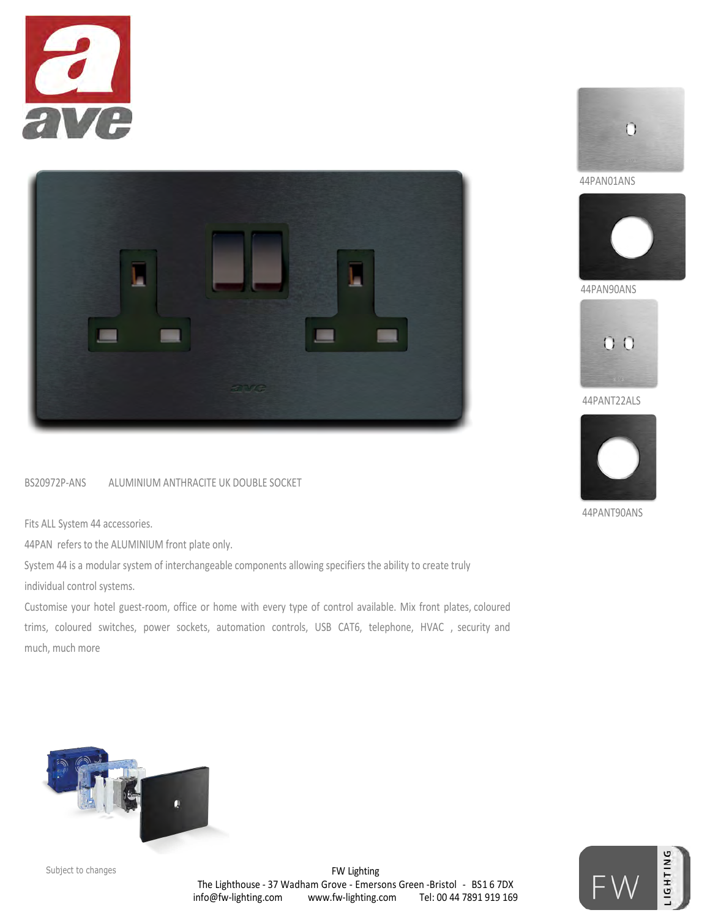44PAN01ANS

44PAN90ANS

44PANT22ALS

44PANT90ANS

BS20972P-ANS ALUMINIUM ANTHRACITE UK DOUBLE SOCKET

Fits ALL System 44 accessories.

44PAN refers to the ALUMINIUM front plate only.

System 44 is a modular system of interchangeable components allowing specifiers the ability to create truly individual control systems.

Customise your hotel guest-room, office or home with every type of control available. Mix front plates, coloured trims, coloured switches, power sockets, automation controls, USB CAT6, telephone, HVAC , security and much, much more

Subject to changes

FW Lighting
The Lighthouse - 37 Wadham Grove - Emersons Green -Bristol - BS1 6 7DX
info@fw-lighting.com www.fw-lighting.com Tel: 00 44 7891 919 169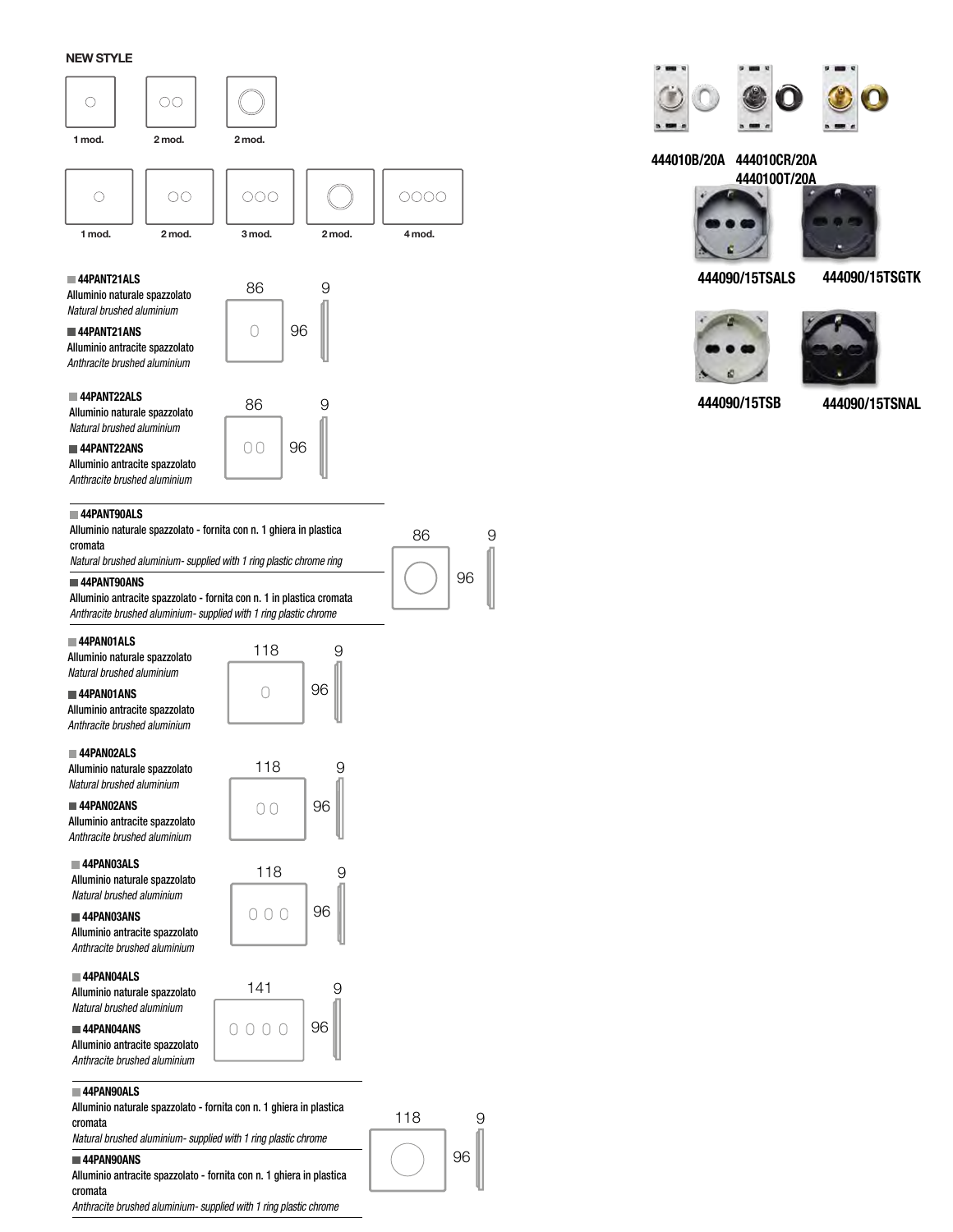**NEW STYLE**

1 mod. | 2 mod. | 2 mod.

1 mod. | 2 mod. | 3 mod. | 2 mod. | 4 mod.

**44PANT21ALS**
Alluminio naturale spazzolato
*Natural brushed aluminium*

**44PANT21ANS**
Alluminio antracite spazzolato
*Anthracite brushed aluminium*

86 | 96 | 9

**44PANT22ALS**
Alluminio naturale spazzolato
*Natural brushed aluminium*

**44PANT22ANS**
Alluminio antracite spazzolato
*Anthracite brushed aluminium*

86 | 96 | 9

**44PANT90ALS**
Alluminio naturale spazzolato - fornita con n. 1 ghiera in plastica cromata
*Natural brushed aluminium- supplied with 1 ring plastic chrome ring*

**44PANT90ANS**
Alluminio antracite spazzolato - fornita con n. 1 in plastica cromata
*Anthracite brushed aluminium- supplied with 1 ring plastic chrome*

86 | 96 | 9

**44PAN01ALS**
Alluminio naturale spazzolato
*Natural brushed aluminium*

**44PAN01ANS**
Alluminio antracite spazzolato
*Anthracite brushed aluminium*

118 | 96 | 9

**44PAN02ALS**
Alluminio naturale spazzolato
*Natural brushed aluminium*

**44PAN02ANS**
Alluminio antracite spazzolato
*Anthracite brushed aluminium*

118 | 96 | 9

**44PAN03ALS**
Alluminio naturale spazzolato
*Natural brushed aluminium*

**44PAN03ANS**
Alluminio antracite spazzolato
*Anthracite brushed aluminium*

118 | 96 | 9

**44PAN04ALS**
Alluminio naturale spazzolato
*Natural brushed aluminium*

**44PAN04ANS**
Alluminio antracite spazzolato
*Anthracite brushed aluminium*

141 | 96 | 9

**44PAN90ALS**
Alluminio naturale spazzolato - fornita con n. 1 ghiera in plastica cromata
*Natural brushed aluminium- supplied with 1 ring plastic chrome*

**44PAN90ANS**
Alluminio antracite spazzolato - fornita con n. 1 ghiera in plastica cromata
*Anthracite brushed aluminium- supplied with 1 ring plastic chrome*

118 | 96 | 9

**444010B/20A** **444010CR/20A** **444010OT/20A**

**444090/15TSALS** **444090/15TSGTK**

**444090/15TSB** **444090/15TSNAL**